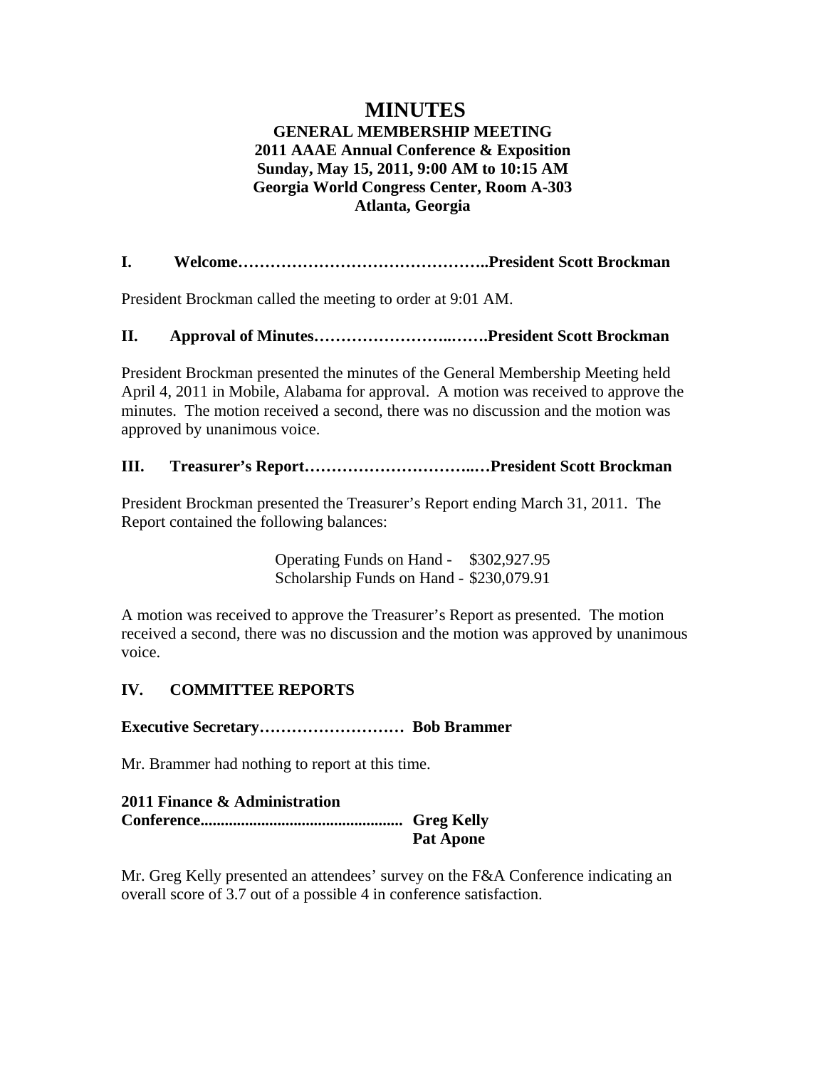# MINUTES

**GENERAL MEMBERSHIP MEETING**
**2011 AAAE Annual Conference & Exposition**
**Sunday, May 15, 2011, 9:00 AM to 10:15 AM**
**Georgia World Congress Center, Room A-303**
**Atlanta, Georgia**

**I. Welcome………………………………………..President Scott Brockman**

President Brockman called the meeting to order at 9:01 AM.

**II. Approval of Minutes……………………..…….President Scott Brockman**

President Brockman presented the minutes of the General Membership Meeting held April 4, 2011 in Mobile, Alabama for approval. A motion was received to approve the minutes. The motion received a second, there was no discussion and the motion was approved by unanimous voice.

**III. Treasurer's Report…………………………..…President Scott Brockman**

President Brockman presented the Treasurer's Report ending March 31, 2011. The Report contained the following balances:

Operating Funds on Hand - $302,927.95
Scholarship Funds on Hand - $230,079.91

A motion was received to approve the Treasurer's Report as presented. The motion received a second, there was no discussion and the motion was approved by unanimous voice.

**IV. COMMITTEE REPORTS**

**Executive Secretary……………………… Bob Brammer**

Mr. Brammer had nothing to report at this time.

**2011 Finance & Administration Conference................................................ Greg Kelly**
**Pat Apone**

Mr. Greg Kelly presented an attendees' survey on the F&A Conference indicating an overall score of 3.7 out of a possible 4 in conference satisfaction.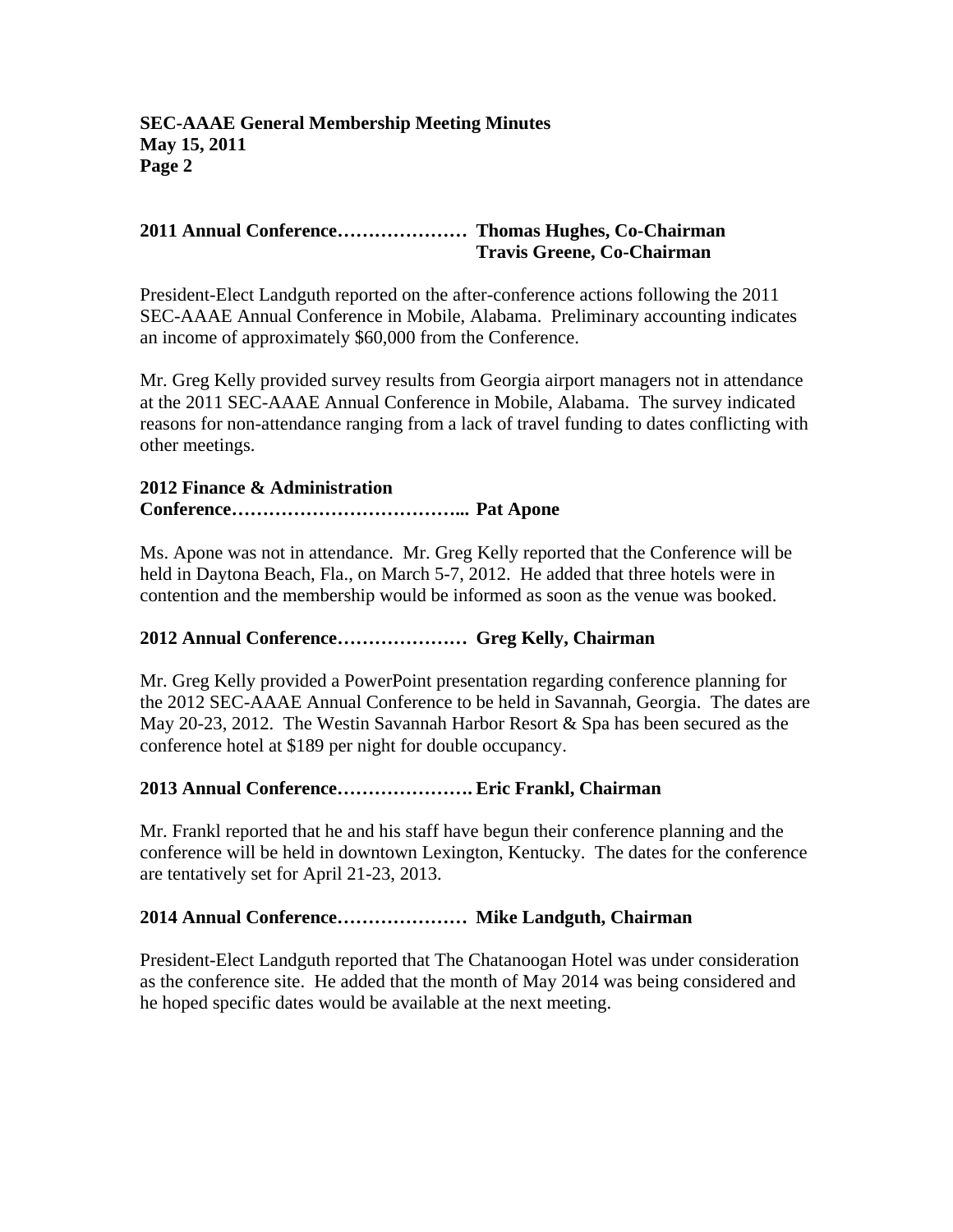**2011 Annual Conference………………… Thomas Hughes, Co-Chairman**
**Travis Greene, Co-Chairman**

President-Elect Landguth reported on the after-conference actions following the 2011 SEC-AAAE Annual Conference in Mobile, Alabama. Preliminary accounting indicates an income of approximately $60,000 from the Conference.

Mr. Greg Kelly provided survey results from Georgia airport managers not in attendance at the 2011 SEC-AAAE Annual Conference in Mobile, Alabama. The survey indicated reasons for non-attendance ranging from a lack of travel funding to dates conflicting with other meetings.

**2012 Finance & Administration Conference………………………………... Pat Apone**

Ms. Apone was not in attendance. Mr. Greg Kelly reported that the Conference will be held in Daytona Beach, Fla., on March 5-7, 2012. He added that three hotels were in contention and the membership would be informed as soon as the venue was booked.

**2012 Annual Conference………………… Greg Kelly, Chairman**

Mr. Greg Kelly provided a PowerPoint presentation regarding conference planning for the 2012 SEC-AAAE Annual Conference to be held in Savannah, Georgia. The dates are May 20-23, 2012. The Westin Savannah Harbor Resort & Spa has been secured as the conference hotel at $189 per night for double occupancy.

**2013 Annual Conference…………………. Eric Frankl, Chairman**

Mr. Frankl reported that he and his staff have begun their conference planning and the conference will be held in downtown Lexington, Kentucky. The dates for the conference are tentatively set for April 21-23, 2013.

**2014 Annual Conference………………… Mike Landguth, Chairman**

President-Elect Landguth reported that The Chatanoogan Hotel was under consideration as the conference site. He added that the month of May 2014 was being considered and he hoped specific dates would be available at the next meeting.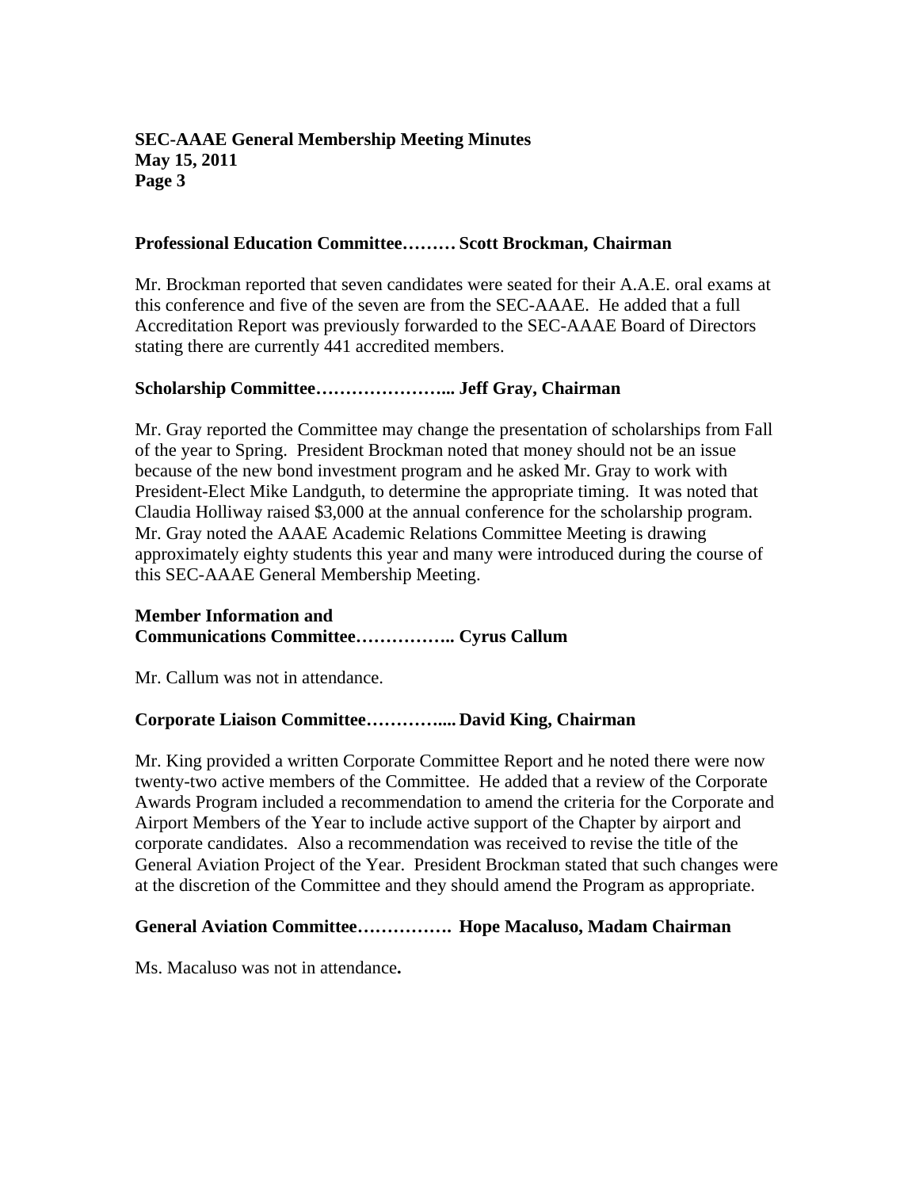**Professional Education Committee……… Scott Brockman, Chairman**

Mr. Brockman reported that seven candidates were seated for their A.A.E. oral exams at this conference and five of the seven are from the SEC-AAAE. He added that a full Accreditation Report was previously forwarded to the SEC-AAAE Board of Directors stating there are currently 441 accredited members.

**Scholarship Committee………………….. Jeff Gray, Chairman**

Mr. Gray reported the Committee may change the presentation of scholarships from Fall of the year to Spring. President Brockman noted that money should not be an issue because of the new bond investment program and he asked Mr. Gray to work with President-Elect Mike Landguth, to determine the appropriate timing. It was noted that Claudia Holliway raised $3,000 at the annual conference for the scholarship program. Mr. Gray noted the AAAE Academic Relations Committee Meeting is drawing approximately eighty students this year and many were introduced during the course of this SEC-AAAE General Membership Meeting.

**Member Information and**
**Communications Committee…………….. Cyrus Callum**

Mr. Callum was not in attendance.

**Corporate Liaison Committee………….... David King, Chairman**

Mr. King provided a written Corporate Committee Report and he noted there were now twenty-two active members of the Committee. He added that a review of the Corporate Awards Program included a recommendation to amend the criteria for the Corporate and Airport Members of the Year to include active support of the Chapter by airport and corporate candidates. Also a recommendation was received to revise the title of the General Aviation Project of the Year. President Brockman stated that such changes were at the discretion of the Committee and they should amend the Program as appropriate.

**General Aviation Committee……………. Hope Macaluso, Madam Chairman**

Ms. Macaluso was not in attendance.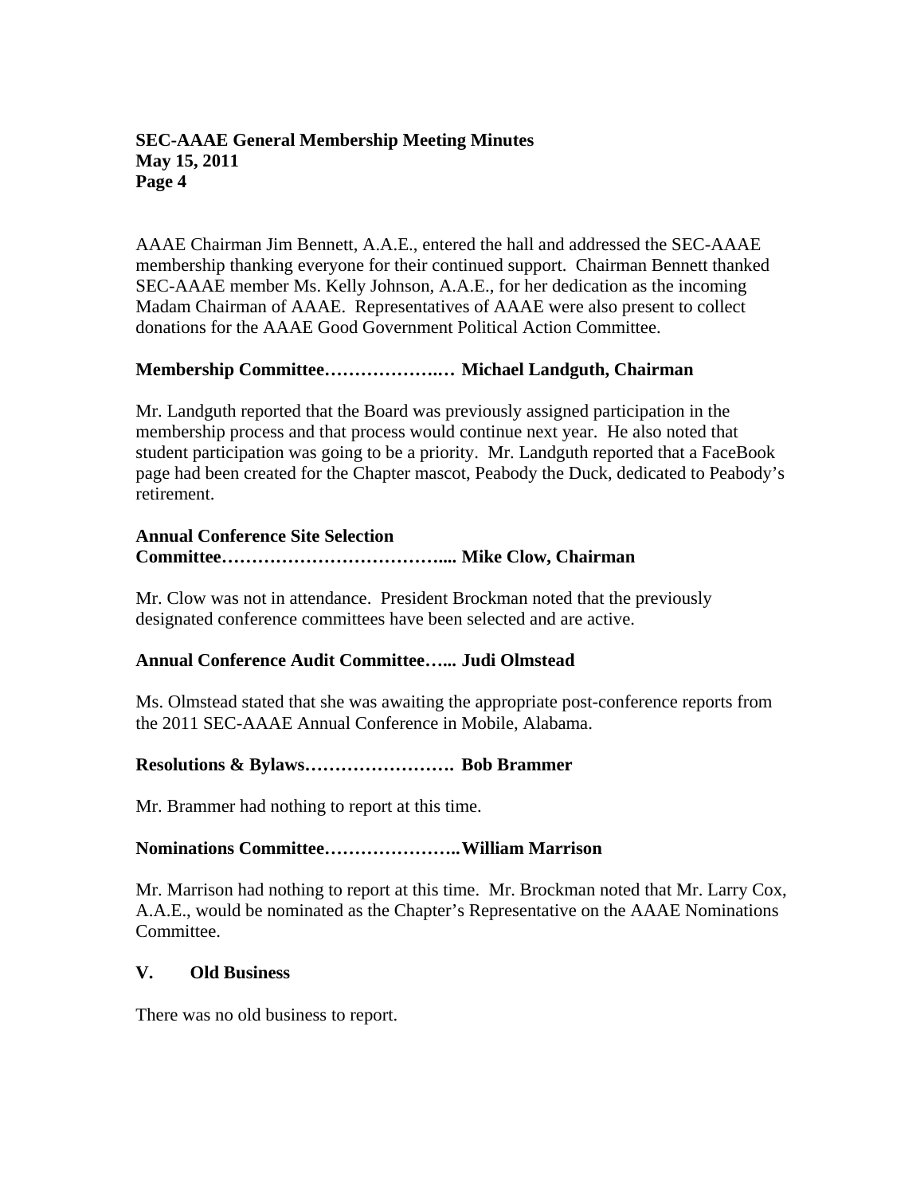AAAE Chairman Jim Bennett, A.A.E., entered the hall and addressed the SEC-AAAE membership thanking everyone for their continued support. Chairman Bennett thanked SEC-AAAE member Ms. Kelly Johnson, A.A.E., for her dedication as the incoming Madam Chairman of AAAE. Representatives of AAAE were also present to collect donations for the AAAE Good Government Political Action Committee.

**Membership Committee…………………… Michael Landguth, Chairman**

Mr. Landguth reported that the Board was previously assigned participation in the membership process and that process would continue next year. He also noted that student participation was going to be a priority. Mr. Landguth reported that a FaceBook page had been created for the Chapter mascot, Peabody the Duck, dedicated to Peabody's retirement.

**Annual Conference Site Selection Committee………………………………... Mike Clow, Chairman**

Mr. Clow was not in attendance. President Brockman noted that the previously designated conference committees have been selected and are active.

**Annual Conference Audit Committee…... Judi Olmstead**

Ms. Olmstead stated that she was awaiting the appropriate post-conference reports from the 2011 SEC-AAAE Annual Conference in Mobile, Alabama.

**Resolutions & Bylaws……………………. Bob Brammer**

Mr. Brammer had nothing to report at this time.

**Nominations Committee…………………..William Marrison**

Mr. Marrison had nothing to report at this time. Mr. Brockman noted that Mr. Larry Cox, A.A.E., would be nominated as the Chapter's Representative on the AAAE Nominations Committee.

## V. Old Business

There was no old business to report.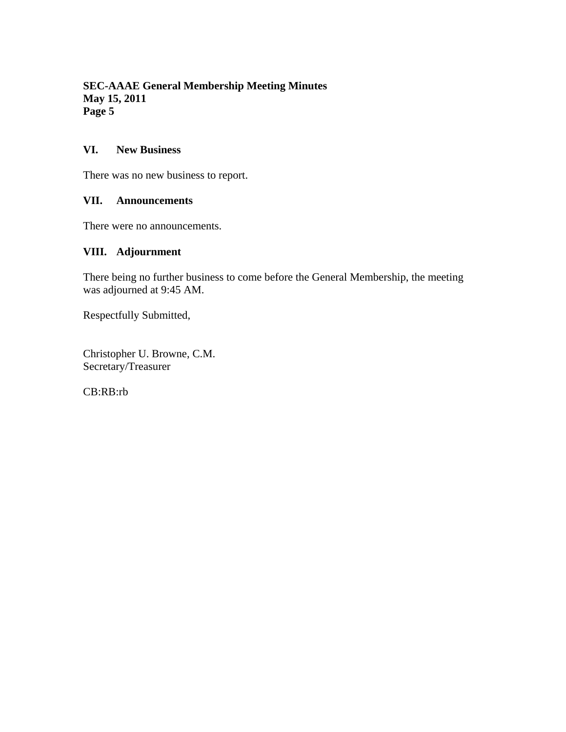## VI. New Business

There was no new business to report.

## VII. Announcements

There were no announcements.

## VIII. Adjournment

There being no further business to come before the General Membership, the meeting was adjourned at 9:45 AM.

Respectfully Submitted,

Christopher U. Browne, C.M.
Secretary/Treasurer

CB:RB:rb